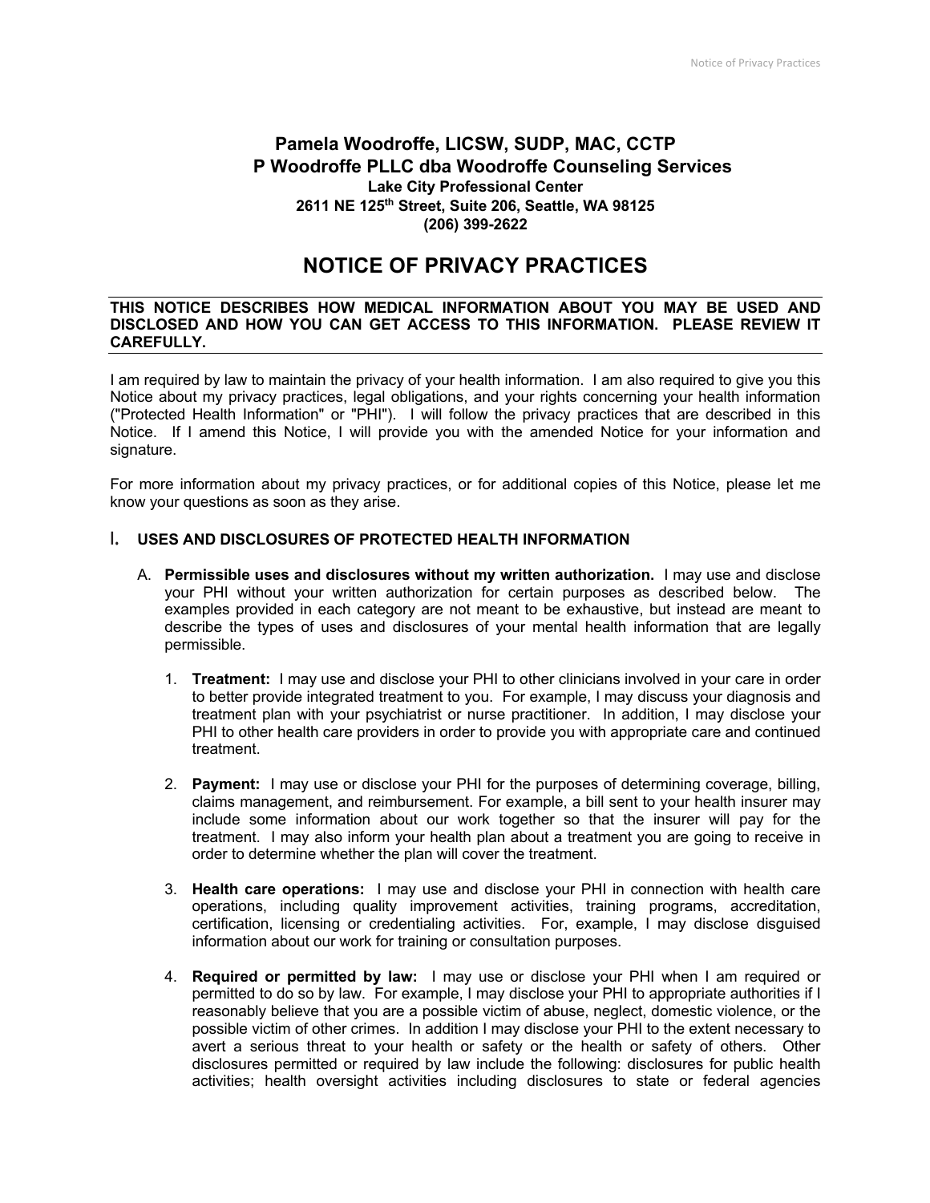**Pamela Woodroffe, LICSW, SUDP, MAC, CCTP**
**P Woodroffe PLLC dba Woodroffe Counseling Services**
**Lake City Professional Center**
**2611 NE 125th Street, Suite 206, Seattle, WA 98125**
**(206) 399-2622**

# NOTICE OF PRIVACY PRACTICES

**THIS NOTICE DESCRIBES HOW MEDICAL INFORMATION ABOUT YOU MAY BE USED AND DISCLOSED AND HOW YOU CAN GET ACCESS TO THIS INFORMATION. PLEASE REVIEW IT CAREFULLY.**

I am required by law to maintain the privacy of your health information. I am also required to give you this Notice about my privacy practices, legal obligations, and your rights concerning your health information ("Protected Health Information" or "PHI"). I will follow the privacy practices that are described in this Notice. If I amend this Notice, I will provide you with the amended Notice for your information and signature.

For more information about my privacy practices, or for additional copies of this Notice, please let me know your questions as soon as they arise.

## I. USES AND DISCLOSURES OF PROTECTED HEALTH INFORMATION

A. **Permissible uses and disclosures without my written authorization.** I may use and disclose your PHI without your written authorization for certain purposes as described below. The examples provided in each category are not meant to be exhaustive, but instead are meant to describe the types of uses and disclosures of your mental health information that are legally permissible.

1. **Treatment:** I may use and disclose your PHI to other clinicians involved in your care in order to better provide integrated treatment to you. For example, I may discuss your diagnosis and treatment plan with your psychiatrist or nurse practitioner. In addition, I may disclose your PHI to other health care providers in order to provide you with appropriate care and continued treatment.

2. **Payment:** I may use or disclose your PHI for the purposes of determining coverage, billing, claims management, and reimbursement. For example, a bill sent to your health insurer may include some information about our work together so that the insurer will pay for the treatment. I may also inform your health plan about a treatment you are going to receive in order to determine whether the plan will cover the treatment.

3. **Health care operations:** I may use and disclose your PHI in connection with health care operations, including quality improvement activities, training programs, accreditation, certification, licensing or credentialing activities. For, example, I may disclose disguised information about our work for training or consultation purposes.

4. **Required or permitted by law:** I may use or disclose your PHI when I am required or permitted to do so by law. For example, I may disclose your PHI to appropriate authorities if I reasonably believe that you are a possible victim of abuse, neglect, domestic violence, or the possible victim of other crimes. In addition I may disclose your PHI to the extent necessary to avert a serious threat to your health or safety or the health or safety of others. Other disclosures permitted or required by law include the following: disclosures for public health activities; health oversight activities including disclosures to state or federal agencies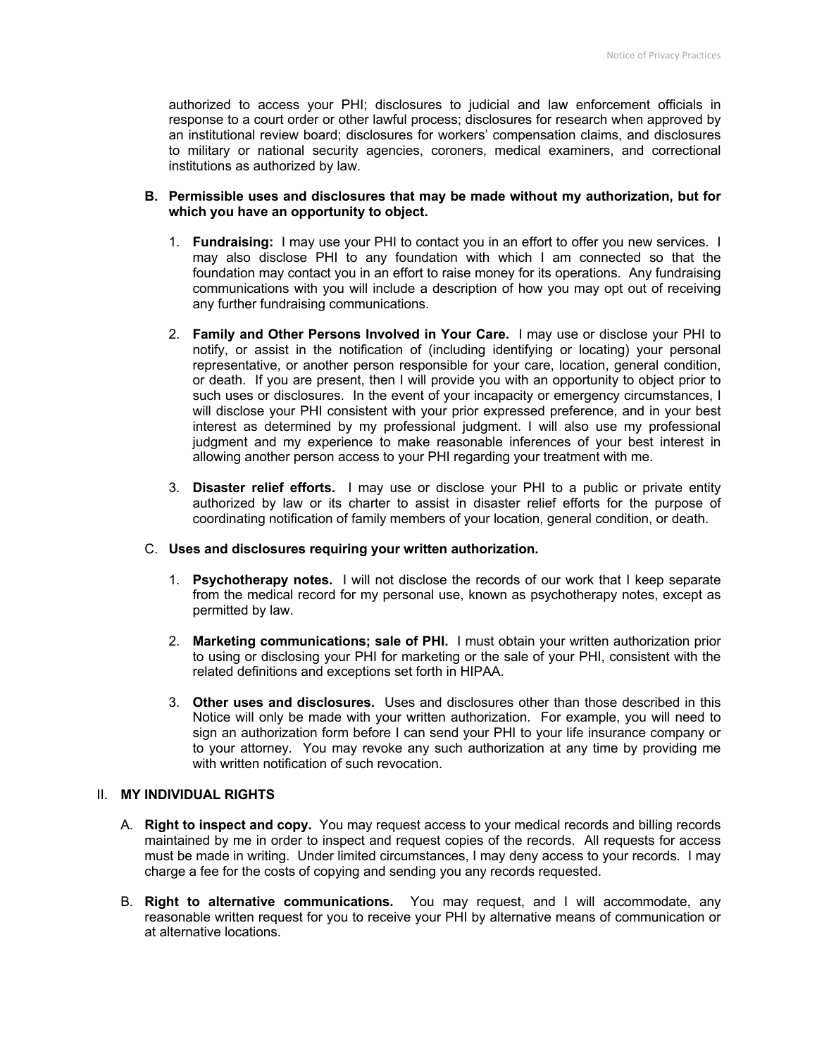authorized to access your PHI; disclosures to judicial and law enforcement officials in response to a court order or other lawful process; disclosures for research when approved by an institutional review board; disclosures for workers' compensation claims, and disclosures to military or national security agencies, coroners, medical examiners, and correctional institutions as authorized by law.

**B. Permissible uses and disclosures that may be made without my authorization, but for which you have an opportunity to object.**

1. **Fundraising:** I may use your PHI to contact you in an effort to offer you new services. I may also disclose PHI to any foundation with which I am connected so that the foundation may contact you in an effort to raise money for its operations. Any fundraising communications with you will include a description of how you may opt out of receiving any further fundraising communications.

2. **Family and Other Persons Involved in Your Care.** I may use or disclose your PHI to notify, or assist in the notification of (including identifying or locating) your personal representative, or another person responsible for your care, location, general condition, or death. If you are present, then I will provide you with an opportunity to object prior to such uses or disclosures. In the event of your incapacity or emergency circumstances, I will disclose your PHI consistent with your prior expressed preference, and in your best interest as determined by my professional judgment. I will also use my professional judgment and my experience to make reasonable inferences of your best interest in allowing another person access to your PHI regarding your treatment with me.

3. **Disaster relief efforts.** I may use or disclose your PHI to a public or private entity authorized by law or its charter to assist in disaster relief efforts for the purpose of coordinating notification of family members of your location, general condition, or death.

C. **Uses and disclosures requiring your written authorization.**

1. **Psychotherapy notes.** I will not disclose the records of our work that I keep separate from the medical record for my personal use, known as psychotherapy notes, except as permitted by law.

2. **Marketing communications; sale of PHI.** I must obtain your written authorization prior to using or disclosing your PHI for marketing or the sale of your PHI, consistent with the related definitions and exceptions set forth in HIPAA.

3. **Other uses and disclosures.** Uses and disclosures other than those described in this Notice will only be made with your written authorization. For example, you will need to sign an authorization form before I can send your PHI to your life insurance company or to your attorney. You may revoke any such authorization at any time by providing me with written notification of such revocation.

## II. MY INDIVIDUAL RIGHTS

A. **Right to inspect and copy.** You may request access to your medical records and billing records maintained by me in order to inspect and request copies of the records. All requests for access must be made in writing. Under limited circumstances, I may deny access to your records. I may charge a fee for the costs of copying and sending you any records requested.

B. **Right to alternative communications.** You may request, and I will accommodate, any reasonable written request for you to receive your PHI by alternative means of communication or at alternative locations.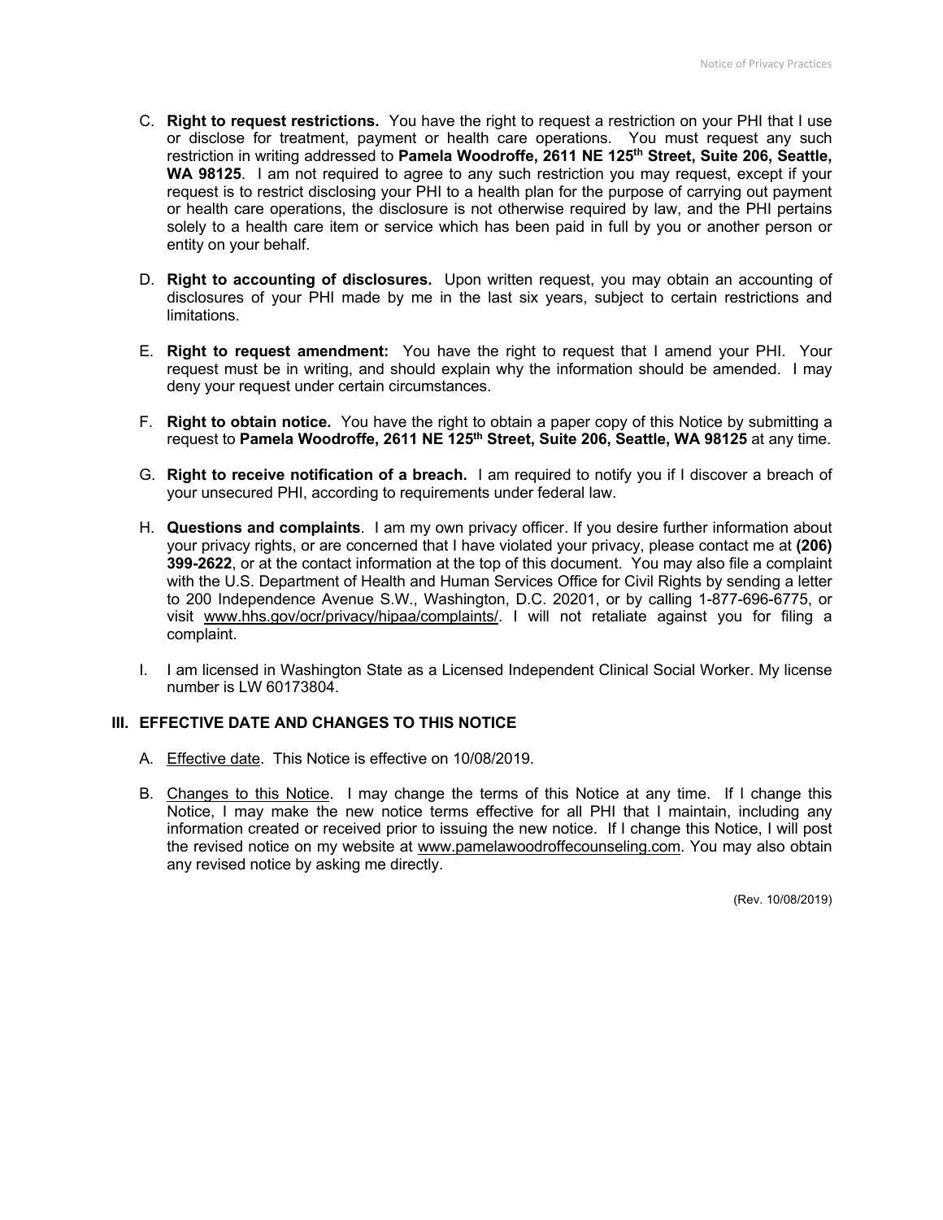C. **Right to request restrictions.** You have the right to request a restriction on your PHI that I use or disclose for treatment, payment or health care operations. You must request any such restriction in writing addressed to **Pamela Woodroffe, 2611 NE 125th Street, Suite 206, Seattle, WA 98125**. I am not required to agree to any such restriction you may request, except if your request is to restrict disclosing your PHI to a health plan for the purpose of carrying out payment or health care operations, the disclosure is not otherwise required by law, and the PHI pertains solely to a health care item or service which has been paid in full by you or another person or entity on your behalf.

D. **Right to accounting of disclosures.** Upon written request, you may obtain an accounting of disclosures of your PHI made by me in the last six years, subject to certain restrictions and limitations.

E. **Right to request amendment:** You have the right to request that I amend your PHI. Your request must be in writing, and should explain why the information should be amended. I may deny your request under certain circumstances.

F. **Right to obtain notice.** You have the right to obtain a paper copy of this Notice by submitting a request to **Pamela Woodroffe, 2611 NE 125th Street, Suite 206, Seattle, WA 98125** at any time.

G. **Right to receive notification of a breach.** I am required to notify you if I discover a breach of your unsecured PHI, according to requirements under federal law.

H. **Questions and complaints**. I am my own privacy officer. If you desire further information about your privacy rights, or are concerned that I have violated your privacy, please contact me at **(206) 399-2622**, or at the contact information at the top of this document. You may also file a complaint with the U.S. Department of Health and Human Services Office for Civil Rights by sending a letter to 200 Independence Avenue S.W., Washington, D.C. 20201, or by calling 1-877-696-6775, or visit www.hhs.gov/ocr/privacy/hipaa/complaints/. I will not retaliate against you for filing a complaint.

I. I am licensed in Washington State as a Licensed Independent Clinical Social Worker. My license number is LW 60173804.

## III. EFFECTIVE DATE AND CHANGES TO THIS NOTICE

A. Effective date. This Notice is effective on 10/08/2019.

B. Changes to this Notice. I may change the terms of this Notice at any time. If I change this Notice, I may make the new notice terms effective for all PHI that I maintain, including any information created or received prior to issuing the new notice. If I change this Notice, I will post the revised notice on my website at www.pamelawoodroffecounseling.com. You may also obtain any revised notice by asking me directly.

(Rev. 10/08/2019)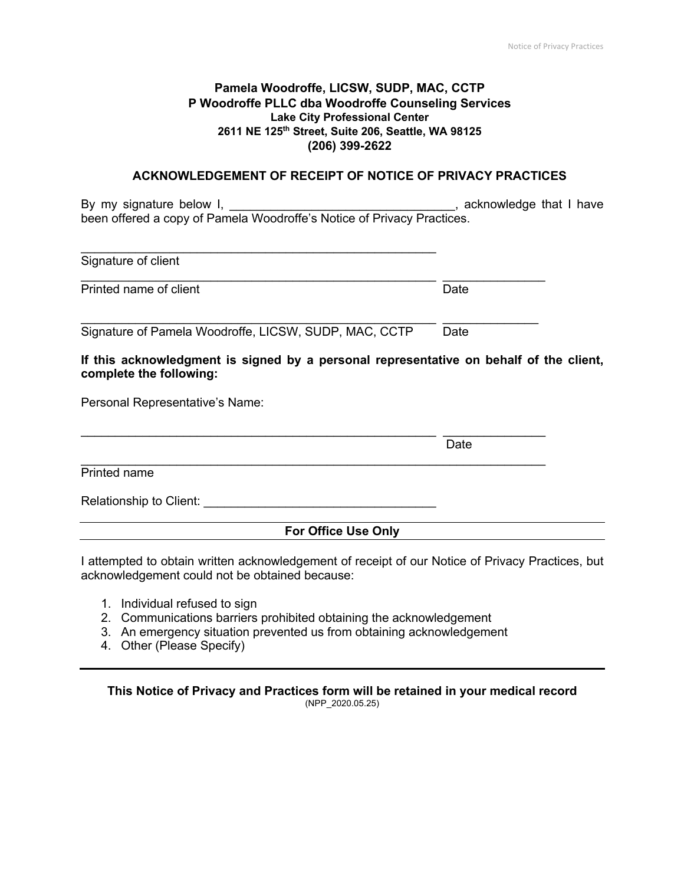**Pamela Woodroffe, LICSW, SUDP, MAC, CCTP**
**P Woodroffe PLLC dba Woodroffe Counseling Services**
**Lake City Professional Center**
**2611 NE 125th Street, Suite 206, Seattle, WA 98125**
**(206) 399-2622**

## ACKNOWLEDGEMENT OF RECEIPT OF NOTICE OF PRIVACY PRACTICES

By my signature below I, _________________________________, acknowledge that I have been offered a copy of Pamela Woodroffe's Notice of Privacy Practices.

_____________________________________________________
Signature of client

_____________________________________________________ _______________
Printed name of client Date

_____________________________________________________ ______________
Signature of Pamela Woodroffe, LICSW, SUDP, MAC, CCTP Date

**If this acknowledgment is signed by a personal representative on behalf of the client, complete the following:**

Personal Representative's Name:

_____________________________________________________ _______________
Date

_____________________________________________________________
Printed name

Relationship to Client: _________________________________

**For Office Use Only**

I attempted to obtain written acknowledgement of receipt of our Notice of Privacy Practices, but acknowledgement could not be obtained because:

1. Individual refused to sign
2. Communications barriers prohibited obtaining the acknowledgement
3. An emergency situation prevented us from obtaining acknowledgement
4. Other (Please Specify)

**This Notice of Privacy and Practices form will be retained in your medical record**
(NPP_2020.05.25)